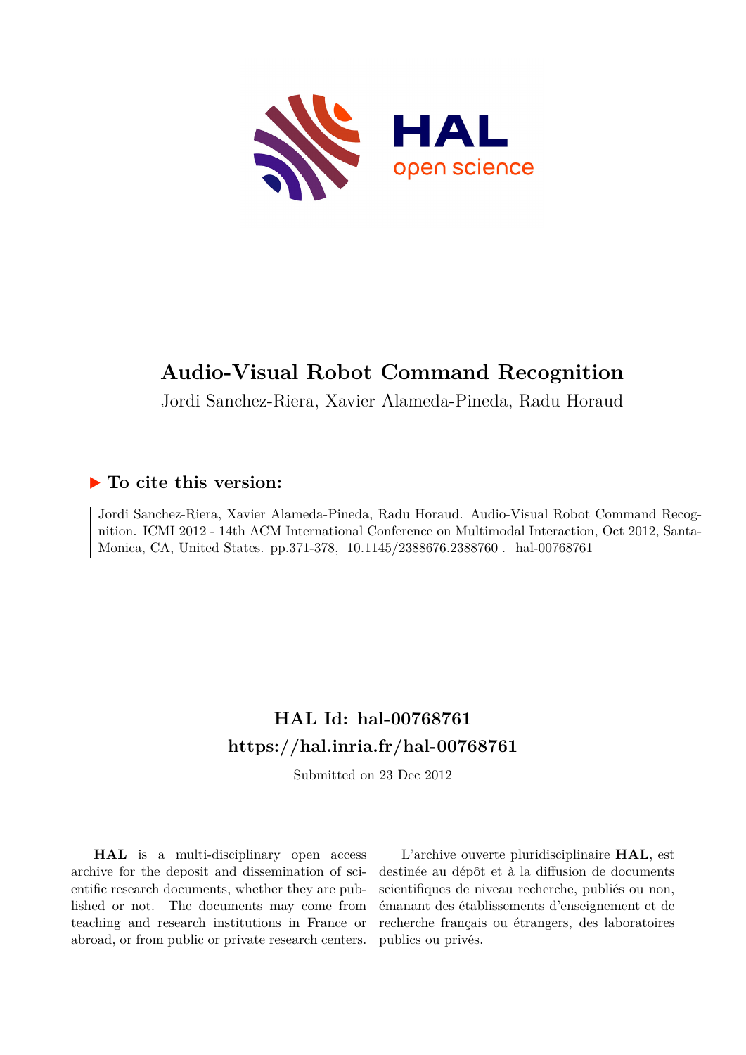# Audio-Visual Robot Command Recognition

Jordi Sanchez-Riera, Xavier Alameda-Pineda, Radu Horaud

## ▶ To cite this version:

Jordi Sanchez-Riera, Xavier Alameda-Pineda, Radu Horaud. Audio-Visual Robot Command Recognition. ICMI 2012 - 14th ACM International Conference on Multimodal Interaction, Oct 2012, Santa-Monica, CA, United States. pp.371-378, 10.1145/2388676.2388760 . hal-00768761

## HAL Id: hal-00768761
## https://hal.inria.fr/hal-00768761

Submitted on 23 Dec 2012

**HAL** is a multi-disciplinary open access archive for the deposit and dissemination of scientific research documents, whether they are published or not. The documents may come from teaching and research institutions in France or abroad, or from public or private research centers.

L'archive ouverte pluridisciplinaire **HAL**, est destinée au dépôt et à la diffusion de documents scientifiques de niveau recherche, publiés ou non, émanant des établissements d'enseignement et de recherche français ou étrangers, des laboratoires publics ou privés.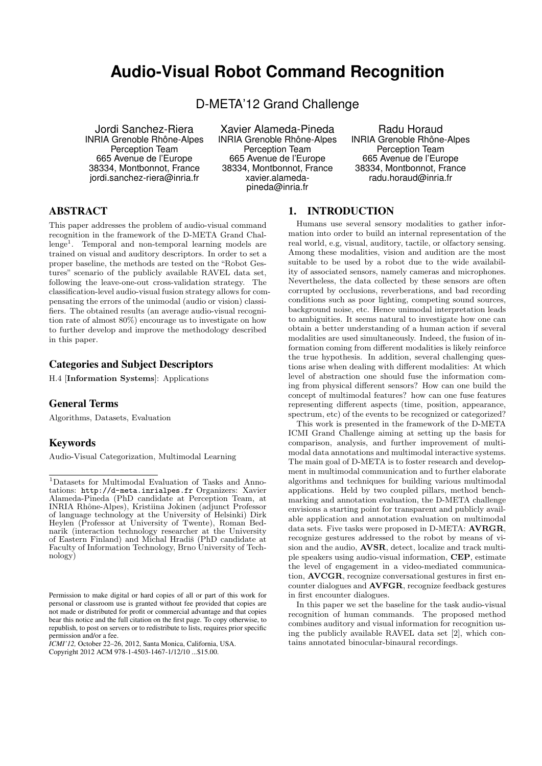# Audio-Visual Robot Command Recognition

D-META'12 Grand Challenge

Jordi Sanchez-Riera
INRIA Grenoble Rhône-Alpes
Perception Team
665 Avenue de l'Europe
38334, Montbonnot, France
jordi.sanchez-riera@inria.fr

Xavier Alameda-Pineda
INRIA Grenoble Rhône-Alpes
Perception Team
665 Avenue de l'Europe
38334, Montbonnot, France
xavier.alameda-pineda@inria.fr

Radu Horaud
INRIA Grenoble Rhône-Alpes
Perception Team
665 Avenue de l'Europe
38334, Montbonnot, France
radu.horaud@inria.fr

## ABSTRACT

This paper addresses the problem of audio-visual command recognition in the framework of the D-META Grand Challenge[1]. Temporal and non-temporal learning models are trained on visual and auditory descriptors. In order to set a proper baseline, the methods are tested on the "Robot Gestures" scenario of the publicly available RAVEL data set, following the leave-one-out cross-validation strategy. The classification-level audio-visual fusion strategy allows for compensating the errors of the unimodal (audio or vision) classifiers. The obtained results (an average audio-visual recognition rate of almost 80%) encourage us to investigate on how to further develop and improve the methodology described in this paper.

### Categories and Subject Descriptors

H.4 [**Information Systems**]: Applications

### General Terms

Algorithms, Datasets, Evaluation

### Keywords

Audio-Visual Categorization, Multimodal Learning

[1]Datasets for Multimodal Evaluation of Tasks and Annotations: http://d-meta.inrialpes.fr Organizers: Xavier Alameda-Pineda (PhD candidate at Perception Team, at INRIA Rhône-Alpes), Kristiina Jokinen (adjunct Professor of language technology at the University of Helsinki) Dirk Heylen (Professor at University of Twente), Roman Bednarik (interaction technology researcher at the University of Eastern Finland) and Michal Hradiš (PhD candidate at Faculty of Information Technology, Brno University of Technology)

Permission to make digital or hard copies of all or part of this work for personal or classroom use is granted without fee provided that copies are not made or distributed for profit or commercial advantage and that copies bear this notice and the full citation on the first page. To copy otherwise, to republish, to post on servers or to redistribute to lists, requires prior specific permission and/or a fee.
*ICMI'12,* October 22–26, 2012, Santa Monica, California, USA.
Copyright 2012 ACM 978-1-4503-1467-1/12/10 ...$15.00.

## 1. INTRODUCTION

Humans use several sensory modalities to gather information into order to build an internal representation of the real world, e.g, visual, auditory, tactile, or olfactory sensing. Among these modalities, vision and audition are the most suitable to be used by a robot due to the wide availability of associated sensors, namely cameras and microphones. Nevertheless, the data collected by these sensors are often corrupted by occlusions, reverberations, and bad recording conditions such as poor lighting, competing sound sources, background noise, etc. Hence unimodal interpretation leads to ambiguities. It seems natural to investigate how one can obtain a better understanding of a human action if several modalities are used simultaneously. Indeed, the fusion of information coming from different modalities is likely reinforce the true hypothesis. In addition, several challenging questions arise when dealing with different modalities: At which level of abstraction one should fuse the information coming from physical different sensors? How can one build the concept of multimodal features? how can one fuse features representing different aspects (time, position, appearance, spectrum, etc) of the events to be recognized or categorized?

This work is presented in the framework of the D-META ICMI Grand Challenge aiming at setting up the basis for comparison, analysis, and further improvement of multimodal data annotations and multimodal interactive systems. The main goal of D-META is to foster research and development in multimodal communication and to further elaborate algorithms and techniques for building various multimodal applications. Held by two coupled pillars, method benchmarking and annotation evaluation, the D-META challenge envisions a starting point for transparent and publicly available application and annotation evaluation on multimodal data sets. Five tasks were proposed in D-META: **AVRGR**, recognize gestures addressed to the robot by means of vision and the audio, **AVSR**, detect, localize and track multiple speakers using audio-visual information, **CEP**, estimate the level of engagement in a video-mediated communication, **AVCGR**, recognize conversational gestures in first encounter dialogues and **AVFGR**, recognize feedback gestures in first encounter dialogues.

In this paper we set the baseline for the task audio-visual recognition of human commands. The proposed method combines auditory and visual information for recognition using the publicly available RAVEL data set [2], which contains annotated binocular-binaural recordings.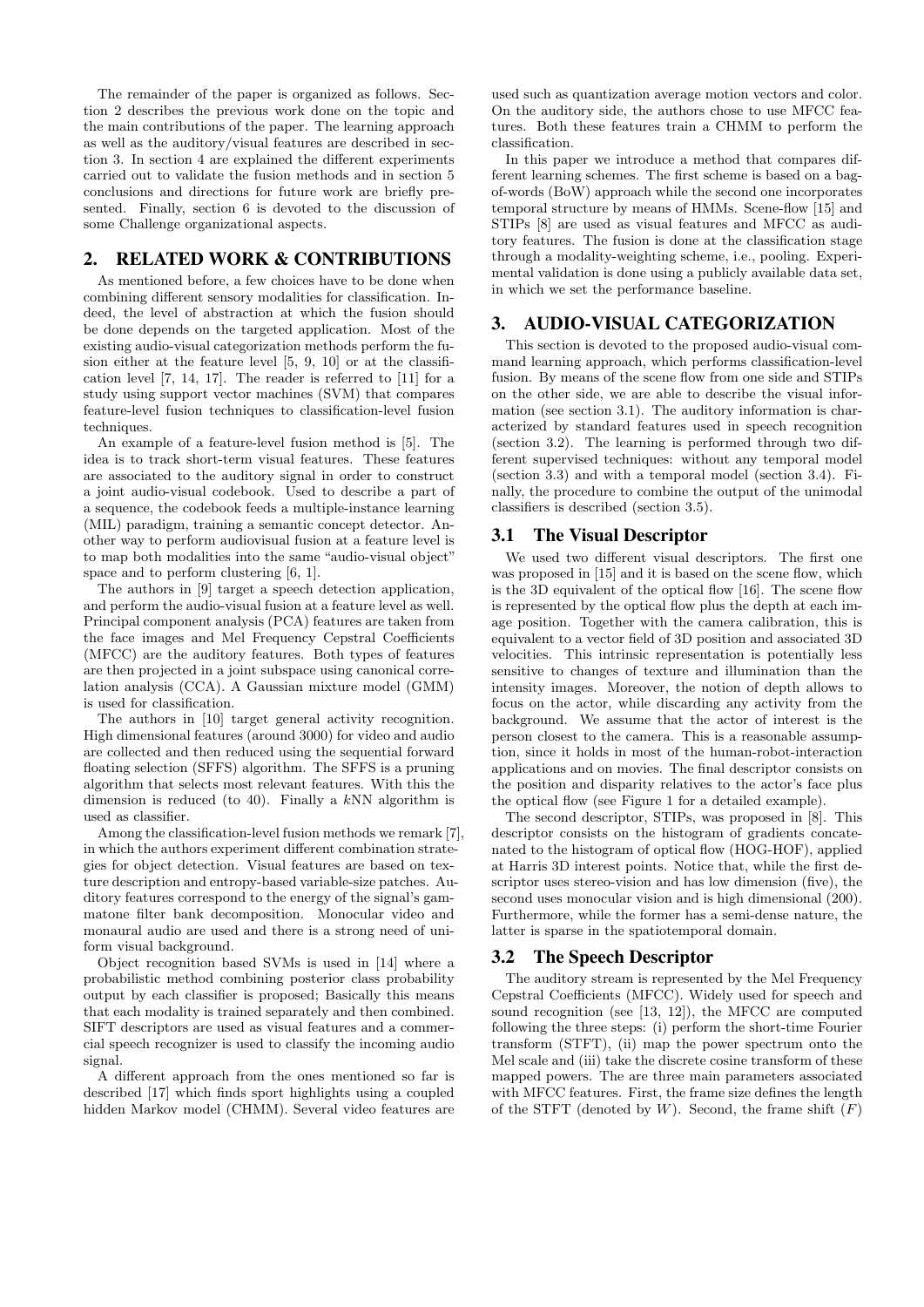The remainder of the paper is organized as follows. Section 2 describes the previous work done on the topic and the main contributions of the paper. The learning approach as well as the auditory/visual features are described in section 3. In section 4 are explained the different experiments carried out to validate the fusion methods and in section 5 conclusions and directions for future work are briefly presented. Finally, section 6 is devoted to the discussion of some Challenge organizational aspects.

## 2. RELATED WORK & CONTRIBUTIONS

As mentioned before, a few choices have to be done when combining different sensory modalities for classification. Indeed, the level of abstraction at which the fusion should be done depends on the targeted application. Most of the existing audio-visual categorization methods perform the fusion either at the feature level [5, 9, 10] or at the classification level [7, 14, 17]. The reader is referred to [11] for a study using support vector machines (SVM) that compares feature-level fusion techniques to classification-level fusion techniques.

An example of a feature-level fusion method is [5]. The idea is to track short-term visual features. These features are associated to the auditory signal in order to construct a joint audio-visual codebook. Used to describe a part of a sequence, the codebook feeds a multiple-instance learning (MIL) paradigm, training a semantic concept detector. Another way to perform audiovisual fusion at a feature level is to map both modalities into the same "audio-visual object" space and to perform clustering [6, 1].

The authors in [9] target a speech detection application, and perform the audio-visual fusion at a feature level as well. Principal component analysis (PCA) features are taken from the face images and Mel Frequency Cepstral Coefficients (MFCC) are the auditory features. Both types of features are then projected in a joint subspace using canonical correlation analysis (CCA). A Gaussian mixture model (GMM) is used for classification.

The authors in [10] target general activity recognition. High dimensional features (around 3000) for video and audio are collected and then reduced using the sequential forward floating selection (SFFS) algorithm. The SFFS is a pruning algorithm that selects most relevant features. With this the dimension is reduced (to 40). Finally a $k$NN algorithm is used as classifier.

Among the classification-level fusion methods we remark [7], in which the authors experiment different combination strategies for object detection. Visual features are based on texture description and entropy-based variable-size patches. Auditory features correspond to the energy of the signal's gammatone filter bank decomposition. Monocular video and monaural audio are used and there is a strong need of uniform visual background.

Object recognition based SVMs is used in [14] where a probabilistic method combining posterior class probability output by each classifier is proposed; Basically this means that each modality is trained separately and then combined. SIFT descriptors are used as visual features and a commercial speech recognizer is used to classify the incoming audio signal.

A different approach from the ones mentioned so far is described [17] which finds sport highlights using a coupled hidden Markov model (CHMM). Several video features are used such as quantization average motion vectors and color. On the auditory side, the authors chose to use MFCC features. Both these features train a CHMM to perform the classification.

In this paper we introduce a method that compares different learning schemes. The first scheme is based on a bag-of-words (BoW) approach while the second one incorporates temporal structure by means of HMMs. Scene-flow [15] and STIPs [8] are used as visual features and MFCC as auditory features. The fusion is done at the classification stage through a modality-weighting scheme, i.e., pooling. Experimental validation is done using a publicly available data set, in which we set the performance baseline.

## 3. AUDIO-VISUAL CATEGORIZATION

This section is devoted to the proposed audio-visual command learning approach, which performs classification-level fusion. By means of the scene flow from one side and STIPs on the other side, we are able to describe the visual information (see section 3.1). The auditory information is characterized by standard features used in speech recognition (section 3.2). The learning is performed through two different supervised techniques: without any temporal model (section 3.3) and with a temporal model (section 3.4). Finally, the procedure to combine the output of the unimodal classifiers is described (section 3.5).

### 3.1 The Visual Descriptor

We used two different visual descriptors. The first one was proposed in [15] and it is based on the scene flow, which is the 3D equivalent of the optical flow [16]. The scene flow is represented by the optical flow plus the depth at each image position. Together with the camera calibration, this is equivalent to a vector field of 3D position and associated 3D velocities. This intrinsic representation is potentially less sensitive to changes of texture and illumination than the intensity images. Moreover, the notion of depth allows to focus on the actor, while discarding any activity from the background. We assume that the actor of interest is the person closest to the camera. This is a reasonable assumption, since it holds in most of the human-robot-interaction applications and on movies. The final descriptor consists on the position and disparity relatives to the actor's face plus the optical flow (see Figure 1 for a detailed example).

The second descriptor, STIPs, was proposed in [8]. This descriptor consists on the histogram of gradients concatenated to the histogram of optical flow (HOG-HOF), applied at Harris 3D interest points. Notice that, while the first descriptor uses stereo-vision and has low dimension (five), the second uses monocular vision and is high dimensional (200). Furthermore, while the former has a semi-dense nature, the latter is sparse in the spatiotemporal domain.

### 3.2 The Speech Descriptor

The auditory stream is represented by the Mel Frequency Cepstral Coefficients (MFCC). Widely used for speech and sound recognition (see [13, 12]), the MFCC are computed following the three steps: (i) perform the short-time Fourier transform (STFT), (ii) map the power spectrum onto the Mel scale and (iii) take the discrete cosine transform of these mapped powers. The are three main parameters associated with MFCC features. First, the frame size defines the length of the STFT (denoted by $W$). Second, the frame shift ($F$)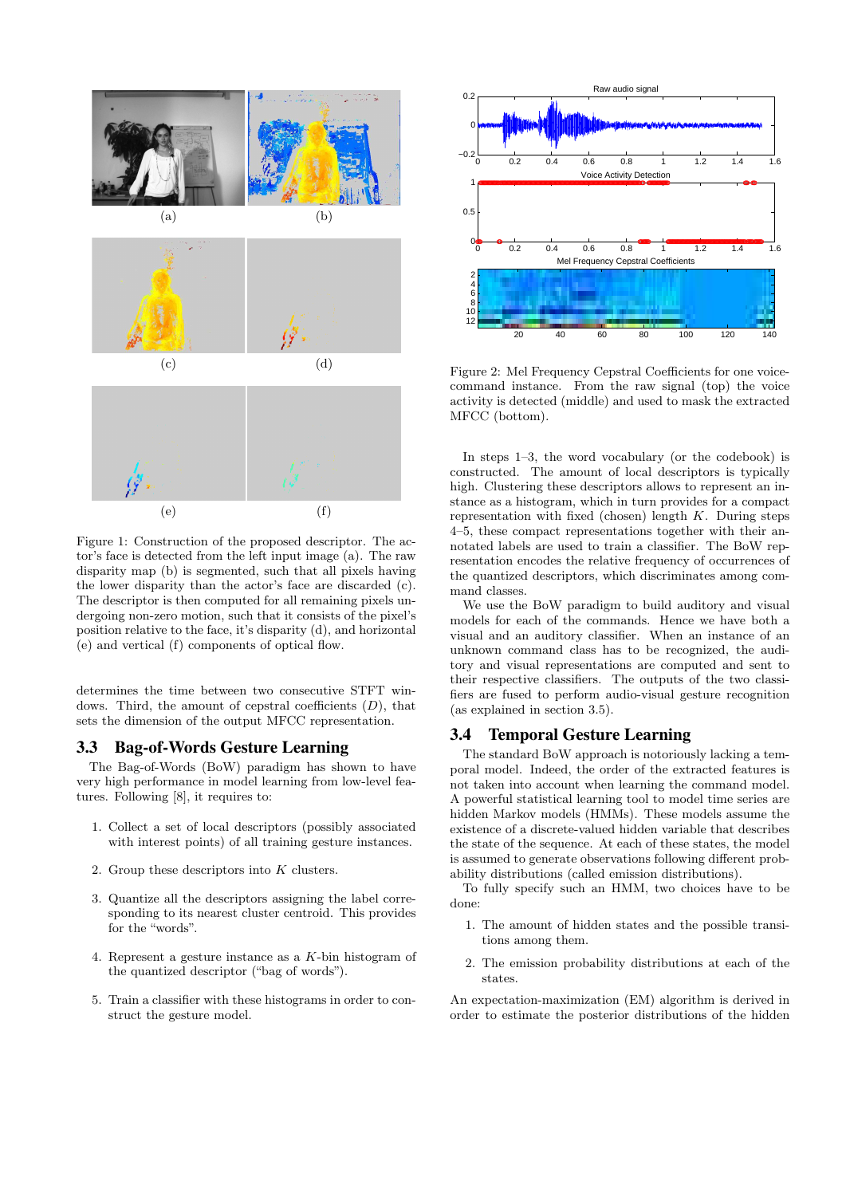(a) (b)

(c) (d)

(e) (f)

Figure 1: Construction of the proposed descriptor. The actor's face is detected from the left input image (a). The raw disparity map (b) is segmented, such that all pixels having the lower disparity than the actor's face are discarded (c). The descriptor is then computed for all remaining pixels undergoing non-zero motion, such that it consists of the pixel's position relative to the face, it's disparity (d), and horizontal (e) and vertical (f) components of optical flow.

Figure 2: Mel Frequency Cepstral Coefficients for one voice-command instance. From the raw signal (top) the voice activity is detected (middle) and used to mask the extracted MFCC (bottom).

determines the time between two consecutive STFT windows. Third, the amount of cepstral coefficients ($D$), that sets the dimension of the output MFCC representation.

## 3.3 Bag-of-Words Gesture Learning

The Bag-of-Words (BoW) paradigm has shown to have very high performance in model learning from low-level features. Following [8], it requires to:

1. Collect a set of local descriptors (possibly associated with interest points) of all training gesture instances.
2. Group these descriptors into $K$ clusters.
3. Quantize all the descriptors assigning the label corresponding to its nearest cluster centroid. This provides for the "words".
4. Represent a gesture instance as a $K$-bin histogram of the quantized descriptor ("bag of words").
5. Train a classifier with these histograms in order to construct the gesture model.

In steps 1–3, the word vocabulary (or the codebook) is constructed. The amount of local descriptors is typically high. Clustering these descriptors allows to represent an instance as a histogram, which in turn provides for a compact representation with fixed (chosen) length $K$. During steps 4–5, these compact representations together with their annotated labels are used to train a classifier. The BoW representation encodes the relative frequency of occurrences of the quantized descriptors, which discriminates among command classes.

We use the BoW paradigm to build auditory and visual models for each of the commands. Hence we have both a visual and an auditory classifier. When an instance of an unknown command class has to be recognized, the auditory and visual representations are computed and sent to their respective classifiers. The outputs of the two classifiers are fused to perform audio-visual gesture recognition (as explained in section 3.5).

## 3.4 Temporal Gesture Learning

The standard BoW approach is notoriously lacking a temporal model. Indeed, the order of the extracted features is not taken into account when learning the command model. A powerful statistical learning tool to model time series are hidden Markov models (HMMs). These models assume the existence of a discrete-valued hidden variable that describes the state of the sequence. At each of these states, the model is assumed to generate observations following different probability distributions (called emission distributions).

To fully specify such an HMM, two choices have to be done:

1. The amount of hidden states and the possible transitions among them.
2. The emission probability distributions at each of the states.

An expectation-maximization (EM) algorithm is derived in order to estimate the posterior distributions of the hidden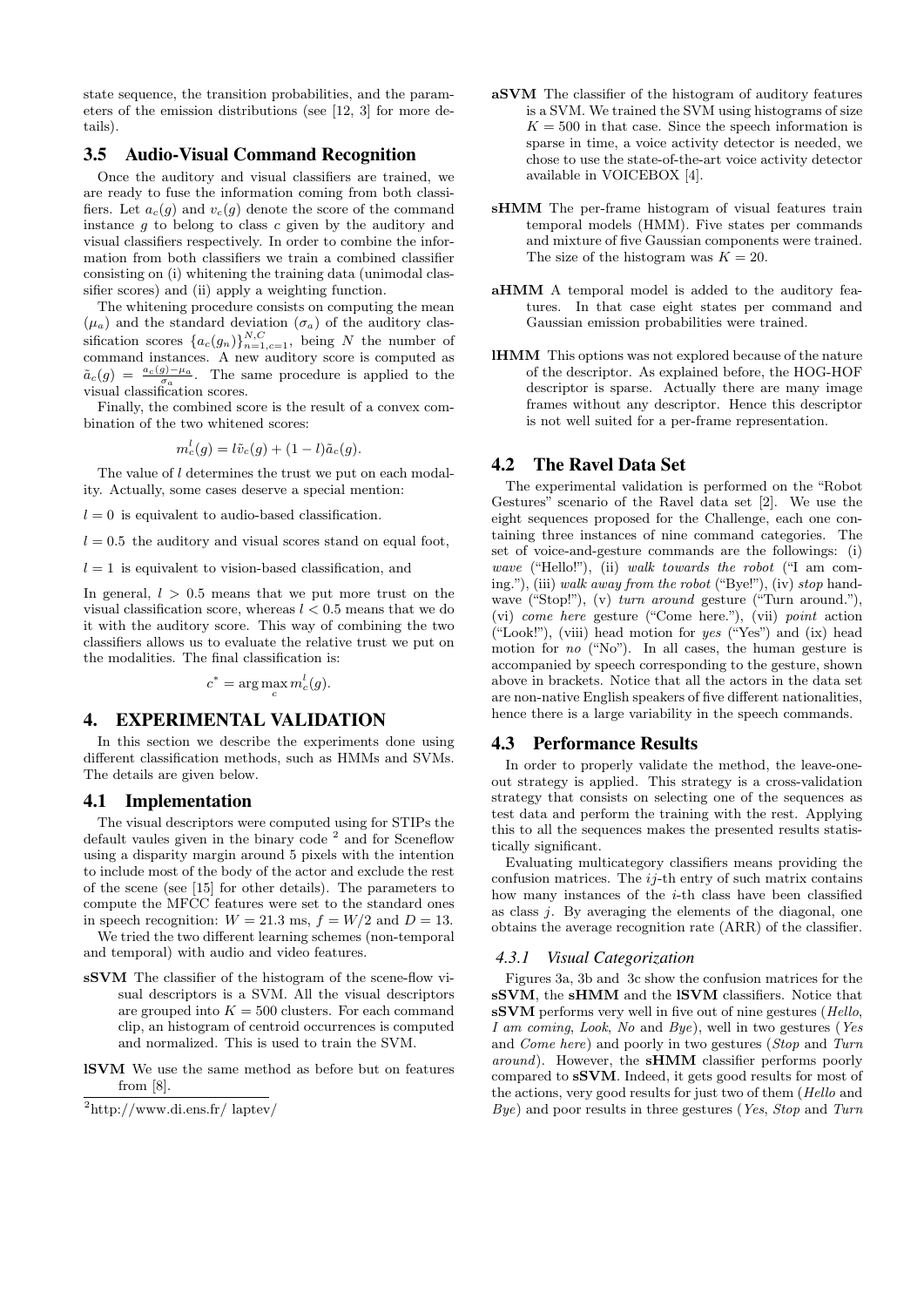state sequence, the transition probabilities, and the parameters of the emission distributions (see [12, 3] for more details).

## 3.5 Audio-Visual Command Recognition

Once the auditory and visual classifiers are trained, we are ready to fuse the information coming from both classifiers. Let $a_c(g)$ and $v_c(g)$ denote the score of the command instance $g$ to belong to class $c$ given by the auditory and visual classifiers respectively. In order to combine the information from both classifiers we train a combined classifier consisting on (i) whitening the training data (unimodal classifier scores) and (ii) apply a weighting function.

The whitening procedure consists on computing the mean ($\mu_a$) and the standard deviation ($\sigma_a$) of the auditory classification scores $\{a_c(g_n)\}_{n=1,c=1}^{N,C}$, being $N$ the number of command instances. A new auditory score is computed as $\tilde{a}_c(g) = \frac{a_c(g)-\mu_a}{\sigma_a}$. The same procedure is applied to the visual classification scores.

Finally, the combined score is the result of a convex combination of the two whitened scores:

$$m_c^l(g) = l\tilde{v}_c(g) + (1-l)\tilde{a}_c(g).$$

The value of $l$ determines the trust we put on each modality. Actually, some cases deserve a special mention:

$l = 0$ is equivalent to audio-based classification.

$l = 0.5$ the auditory and visual scores stand on equal foot,

$l = 1$ is equivalent to vision-based classification, and

In general, $l > 0.5$ means that we put more trust on the visual classification score, whereas $l < 0.5$ means that we do it with the auditory score. This way of combining the two classifiers allows us to evaluate the relative trust we put on the modalities. The final classification is:

$$c^* = \arg\max_c m_c^l(g).$$

# 4. EXPERIMENTAL VALIDATION

In this section we describe the experiments done using different classification methods, such as HMMs and SVMs. The details are given below.

## 4.1 Implementation

The visual descriptors were computed using for STIPs the default vaules given in the binary code [2] and for Sceneflow using a disparity margin around 5 pixels with the intention to include most of the body of the actor and exclude the rest of the scene (see [15] for other details). The parameters to compute the MFCC features were set to the standard ones in speech recognition: $W = 21.3$ ms, $f = W/2$ and $D = 13$.

We tried the two different learning schemes (non-temporal and temporal) with audio and video features.

**sSVM** The classifier of the histogram of the scene-flow visual descriptors is a SVM. All the visual descriptors are grouped into $K = 500$ clusters. For each command clip, an histogram of centroid occurrences is computed and normalized. This is used to train the SVM.

**lSVM** We use the same method as before but on features from [8].

[2] http://www.di.ens.fr/ laptev/

**aSVM** The classifier of the histogram of auditory features is a SVM. We trained the SVM using histograms of size $K = 500$ in that case. Since the speech information is sparse in time, a voice activity detector is needed, we chose to use the state-of-the-art voice activity detector available in VOICEBOX [4].

**sHMM** The per-frame histogram of visual features train temporal models (HMM). Five states per commands and mixture of five Gaussian components were trained. The size of the histogram was $K = 20$.

**aHMM** A temporal model is added to the auditory features. In that case eight states per command and Gaussian emission probabilities were trained.

**lHMM** This options was not explored because of the nature of the descriptor. As explained before, the HOG-HOF descriptor is sparse. Actually there are many image frames without any descriptor. Hence this descriptor is not well suited for a per-frame representation.

## 4.2 The Ravel Data Set

The experimental validation is performed on the "Robot Gestures" scenario of the Ravel data set [2]. We use the eight sequences proposed for the Challenge, each one containing three instances of nine command categories. The set of voice-and-gesture commands are the followings: (i) *wave* ("Hello!"), (ii) *walk towards the robot* ("I am coming."), (iii) *walk away from the robot* ("Bye!"), (iv) *stop* handwave ("Stop!"), (v) *turn around* gesture ("Turn around."), (vi) *come here* gesture ("Come here."), (vii) *point* action ("Look!"), (viii) head motion for *yes* ("Yes") and (ix) head motion for *no* ("No"). In all cases, the human gesture is accompanied by speech corresponding to the gesture, shown above in brackets. Notice that all the actors in the data set are non-native English speakers of five different nationalities, hence there is a large variability in the speech commands.

## 4.3 Performance Results

In order to properly validate the method, the leave-one-out strategy is applied. This strategy is a cross-validation strategy that consists on selecting one of the sequences as test data and perform the training with the rest. Applying this to all the sequences makes the presented results statistically significant.

Evaluating multicategory classifiers means providing the confusion matrices. The $ij$-th entry of such matrix contains how many instances of the $i$-th class have been classified as class $j$. By averaging the elements of the diagonal, one obtains the average recognition rate (ARR) of the classifier.

### 4.3.1 Visual Categorization

Figures 3a, 3b and 3c show the confusion matrices for the **sSVM**, the **sHMM** and the **lSVM** classifiers. Notice that **sSVM** performs very well in five out of nine gestures (*Hello*, *I am coming*, *Look*, *No* and *Bye*), well in two gestures (*Yes* and *Come here*) and poorly in two gestures (*Stop* and *Turn around*). However, the **sHMM** classifier performs poorly compared to **sSVM**. Indeed, it gets good results for most of the actions, very good results for just two of them (*Hello* and *Bye*) and poor results in three gestures (*Yes*, *Stop* and *Turn*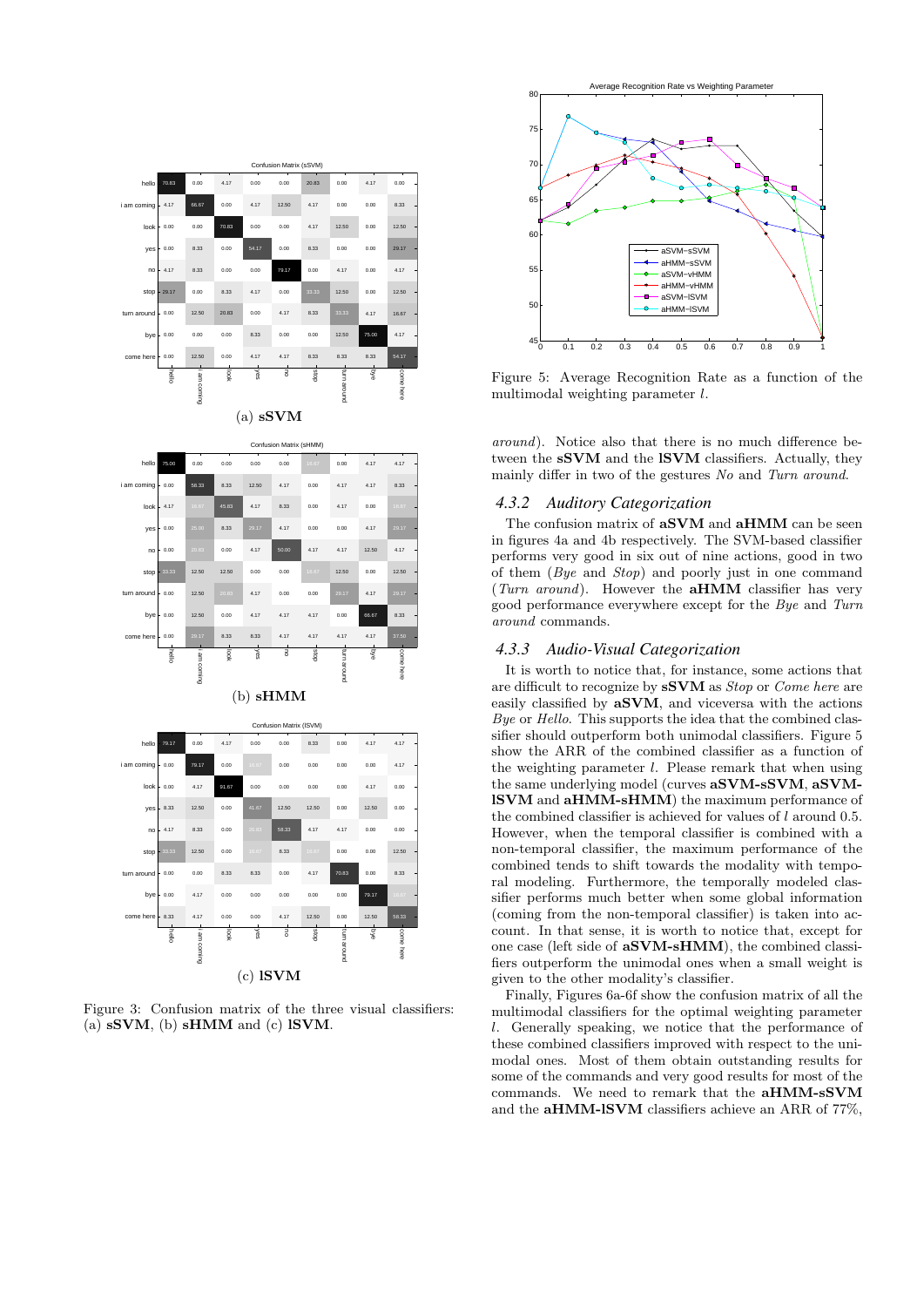Figure 3: Confusion matrix of the three visual classifiers: (a) **sSVM**, (b) **sHMM** and (c) **lSVM**.

Figure 5: Average Recognition Rate as a function of the multimodal weighting parameter $l$.

*around*). Notice also that there is no much difference between the **sSVM** and the **lSVM** classifiers. Actually, they mainly differ in two of the gestures *No* and *Turn around*.

### 4.3.2 Auditory Categorization

The confusion matrix of **aSVM** and **aHMM** can be seen in figures 4a and 4b respectively. The SVM-based classifier performs very good in six out of nine actions, good in two of them (*Bye* and *Stop*) and poorly just in one command (*Turn around*). However the **aHMM** classifier has very good performance everywhere except for the *Bye* and *Turn around* commands.

### 4.3.3 Audio-Visual Categorization

It is worth to notice that, for instance, some actions that are difficult to recognize by **sSVM** as *Stop* or *Come here* are easily classified by **aSVM**, and viceversa with the actions *Bye* or *Hello*. This supports the idea that the combined classifier should outperform both unimodal classifiers. Figure 5 show the ARR of the combined classifier as a function of the weighting parameter $l$. Please remark that when using the same underlying model (curves **aSVM-sSVM**, **aSVM-lSVM** and **aHMM-sHMM**) the maximum performance of the combined classifier is achieved for values of $l$ around 0.5. However, when the temporal classifier is combined with a non-temporal classifier, the maximum performance of the combined tends to shift towards the modality with temporal modeling. Furthermore, the temporally modeled classifier performs much better when some global information (coming from the non-temporal classifier) is taken into account. In that sense, it is worth to notice that, except for one case (left side of **aSVM-sHMM**), the combined classifiers outperform the unimodal ones when a small weight is given to the other modality's classifier.

Finally, Figures 6a-6f show the confusion matrix of all the multimodal classifiers for the optimal weighting parameter $l$. Generally speaking, we notice that the performance of these combined classifiers improved with respect to the unimodal ones. Most of them obtain outstanding results for some of the commands and very good results for most of the commands. We need to remark that the **aHMM-sSVM** and the **aHMM-lSVM** classifiers achieve an ARR of 77%,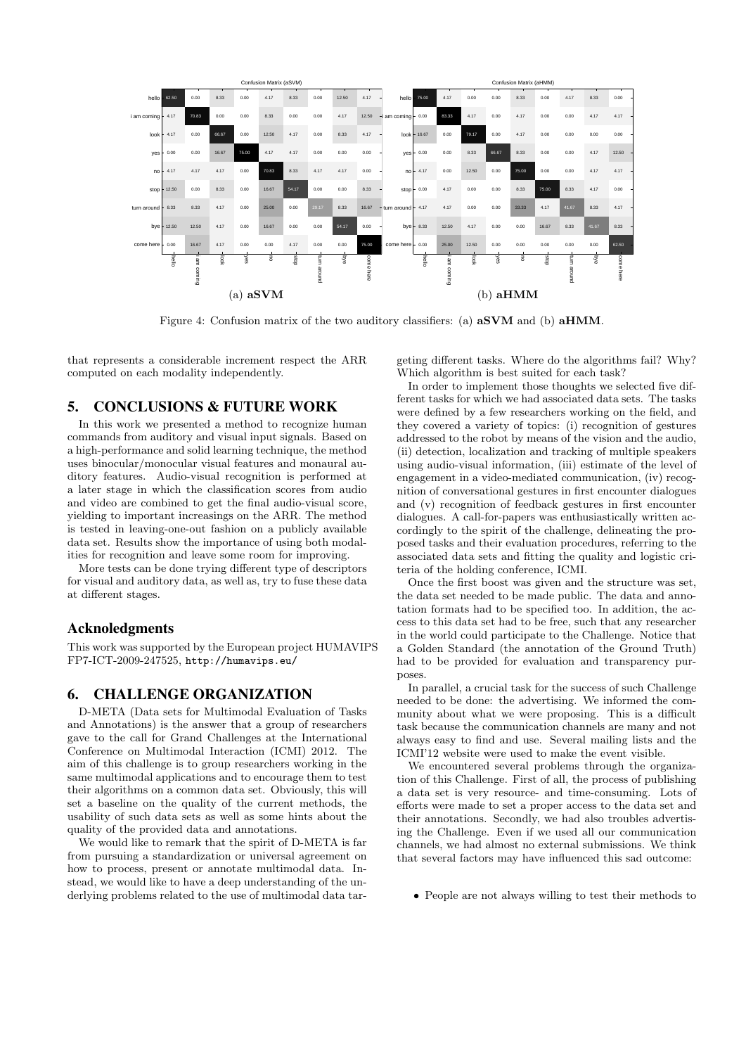Confusion Matrix (aSVM)

hello 62.50 0.00 8.33 0.00 4.17 8.33 0.00 12.50 4.17
i am coming 4.17 70.83 0.00 0.00 8.33 0.00 0.00 4.17 12.50
look 4.17 0.00 66.67 0.00 12.50 4.17 0.00 8.33 4.17
yes 0.00 0.00 16.67 75.00 4.17 4.17 0.00 0.00 0.00
no 4.17 4.17 4.17 0.00 70.83 8.33 4.17 4.17 0.00
stop 12.50 0.00 8.33 0.00 16.67 54.17 0.00 0.00 8.33
turn around 8.33 8.33 4.17 0.00 25.00 0.00 29.17 8.33 16.67
bye 12.50 12.50 4.17 0.00 16.67 0.00 0.00 54.17 0.00
come here 0.00 16.67 4.17 0.00 0.00 4.17 0.00 0.00 75.00

hello, i am coming, look, yes, no, stop, turn around, bye, come here

(a) **aSVM**

Confusion Matrix (aHMM)

hello 75.00 4.17 0.00 0.00 8.33 0.00 4.17 8.33 0.00
i am coming 0.00 83.33 4.17 0.00 4.17 0.00 0.00 4.17 4.17
look 16.67 0.00 79.17 0.00 4.17 0.00 0.00 0.00 0.00
yes 0.00 0.00 8.33 66.67 8.33 0.00 0.00 4.17 12.50
no 4.17 0.00 12.50 0.00 75.00 0.00 0.00 4.17 4.17
stop 0.00 4.17 0.00 0.00 8.33 75.00 8.33 4.17 0.00
turn around 4.17 4.17 0.00 0.00 33.33 4.17 41.67 8.33 4.17
bye 8.33 12.50 4.17 0.00 0.00 16.67 8.33 41.67 8.33
come here 0.00 25.00 12.50 0.00 0.00 0.00 0.00 0.00 62.50

hello, i am coming, look, yes, no, stop, turn around, bye, come here

(b) **aHMM**

Figure 4: Confusion matrix of the two auditory classifiers: (a) **aSVM** and (b) **aHMM**.

that represents a considerable increment respect the ARR computed on each modality independently.

## 5. CONCLUSIONS & FUTURE WORK

In this work we presented a method to recognize human commands from auditory and visual input signals. Based on a high-performance and solid learning technique, the method uses binocular/monocular visual features and monaural auditory features. Audio-visual recognition is performed at a later stage in which the classification scores from audio and video are combined to get the final audio-visual score, yielding to important increasings on the ARR. The method is tested in leaving-one-out fashion on a publicly available data set. Results show the importance of using both modalities for recognition and leave some room for improving.

More tests can be done trying different type of descriptors for visual and auditory data, as well as, try to fuse these data at different stages.

### Acknoledgments

This work was supported by the European project HUMAVIPS FP7-ICT-2009-247525, `http://humavips.eu/`

## 6. CHALLENGE ORGANIZATION

D-META (Data sets for Multimodal Evaluation of Tasks and Annotations) is the answer that a group of researchers gave to the call for Grand Challenges at the International Conference on Multimodal Interaction (ICMI) 2012. The aim of this challenge is to group researchers working in the same multimodal applications and to encourage them to test their algorithms on a common data set. Obviously, this will set a baseline on the quality of the current methods, the usability of such data sets as well as some hints about the quality of the provided data and annotations.

We would like to remark that the spirit of D-META is far from pursuing a standardization or universal agreement on how to process, present or annotate multimodal data. Instead, we would like to have a deep understanding of the underlying problems related to the use of multimodal data targeting different tasks. Where do the algorithms fail? Why? Which algorithm is best suited for each task?

In order to implement those thoughts we selected five different tasks for which we had associated data sets. The tasks were defined by a few researchers working on the field, and they covered a variety of topics: (i) recognition of gestures addressed to the robot by means of the vision and the audio, (ii) detection, localization and tracking of multiple speakers using audio-visual information, (iii) estimate of the level of engagement in a video-mediated communication, (iv) recognition of conversational gestures in first encounter dialogues and (v) recognition of feedback gestures in first encounter dialogues. A call-for-papers was enthusiastically written accordingly to the spirit of the challenge, delineating the proposed tasks and their evaluation procedures, referring to the associated data sets and fitting the quality and logistic criteria of the holding conference, ICMI.

Once the first boost was given and the structure was set, the data set needed to be made public. The data and annotation formats had to be specified too. In addition, the access to this data set had to be free, such that any researcher in the world could participate to the Challenge. Notice that a Golden Standard (the annotation of the Ground Truth) had to be provided for evaluation and transparency purposes.

In parallel, a crucial task for the success of such Challenge needed to be done: the advertising. We informed the community about what we were proposing. This is a difficult task because the communication channels are many and not always easy to find and use. Several mailing lists and the ICMI'12 website were used to make the event visible.

We encountered several problems through the organization of this Challenge. First of all, the process of publishing a data set is very resource- and time-consuming. Lots of efforts were made to set a proper access to the data set and their annotations. Secondly, we had also troubles advertising the Challenge. Even if we used all our communication channels, we had almost no external submissions. We think that several factors may have influenced this sad outcome:

- People are not always willing to test their methods to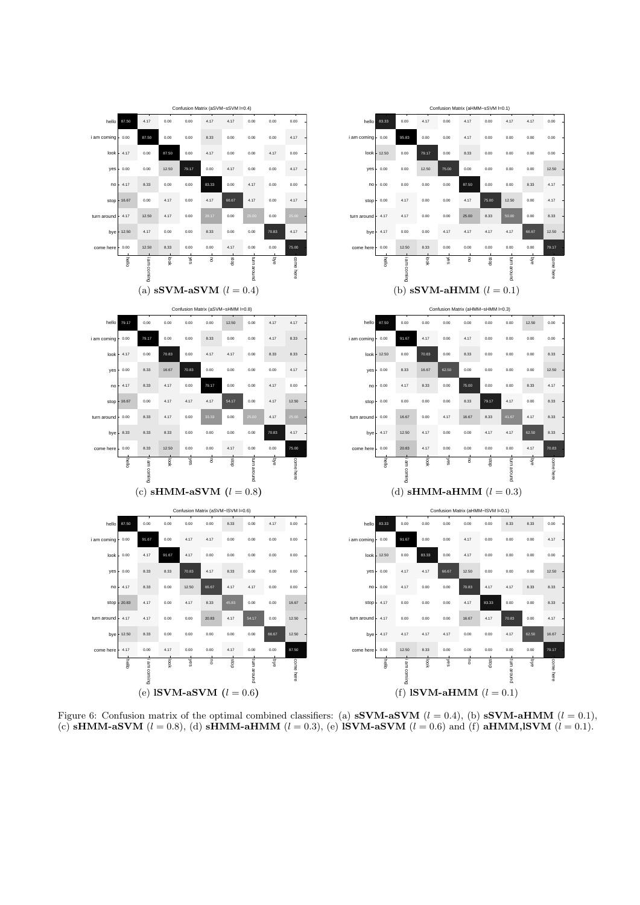Confusion Matrix (aSVM−sSVM l=0.4)

| | hello | i am coming | look | yes | no | stop | turn around | bye | come here |
|---|---|---|---|---|---|---|---|---|---|
| hello | 87.50 | 4.17 | 0.00 | 0.00 | 4.17 | 4.17 | 0.00 | 0.00 | 0.00 |
| i am coming | 0.00 | 87.50 | 0.00 | 0.00 | 8.33 | 0.00 | 0.00 | 0.00 | 4.17 |
| look | 4.17 | 0.00 | 87.50 | 0.00 | 4.17 | 0.00 | 0.00 | 4.17 | 0.00 |
| yes | 0.00 | 0.00 | 12.50 | 79.17 | 0.00 | 4.17 | 0.00 | 0.00 | 4.17 |
| no | 4.17 | 8.33 | 0.00 | 0.00 | 83.33 | 0.00 | 4.17 | 0.00 | 0.00 |
| stop | 16.67 | 0.00 | 4.17 | 0.00 | 4.17 | 66.67 | 4.17 | 0.00 | 4.17 |
| turn around | 4.17 | 12.50 | 4.17 | 0.00 | 29.17 | 0.00 | 25.00 | 0.00 | 25.00 |
| bye | 12.50 | 4.17 | 0.00 | 0.00 | 8.33 | 0.00 | 0.00 | 70.83 | 4.17 |
| come here | 0.00 | 12.50 | 8.33 | 0.00 | 0.00 | 4.17 | 0.00 | 0.00 | 75.00 |

(a) **sSVM-aSVM** ($l = 0.4$)

Confusion Matrix (aHMM−sSVM l=0.1)

| | hello | i am coming | look | yes | no | stop | turn around | bye | come here |
|---|---|---|---|---|---|---|---|---|---|
| hello | 83.33 | 0.00 | 4.17 | 0.00 | 4.17 | 0.00 | 4.17 | 4.17 | 0.00 |
| i am coming | 0.00 | 95.83 | 0.00 | 0.00 | 4.17 | 0.00 | 0.00 | 0.00 | 0.00 |
| look | 12.50 | 0.00 | 79.17 | 0.00 | 8.33 | 0.00 | 0.00 | 0.00 | 0.00 |
| yes | 0.00 | 0.00 | 12.50 | 75.00 | 0.00 | 0.00 | 0.00 | 0.00 | 12.50 |
| no | 0.00 | 0.00 | 0.00 | 0.00 | 87.50 | 0.00 | 0.00 | 8.33 | 4.17 |
| stop | 0.00 | 4.17 | 0.00 | 0.00 | 4.17 | 75.00 | 12.50 | 0.00 | 4.17 |
| turn around | 4.17 | 4.17 | 0.00 | 0.00 | 25.00 | 8.33 | 50.00 | 0.00 | 8.33 |
| bye | 4.17 | 0.00 | 0.00 | 4.17 | 4.17 | 4.17 | 4.17 | 66.67 | 12.50 |
| come here | 0.00 | 12.50 | 8.33 | 0.00 | 0.00 | 0.00 | 0.00 | 0.00 | 79.17 |

(b) **sSVM-aHMM** ($l = 0.1$)

Confusion Matrix (aSVM−sHMM l=0.8)

| | hello | i am coming | look | yes | no | stop | turn around | bye | come here |
|---|---|---|---|---|---|---|---|---|---|
| hello | 79.17 | 0.00 | 0.00 | 0.00 | 0.00 | 12.50 | 0.00 | 4.17 | 4.17 |
| i am coming | 0.00 | 79.17 | 0.00 | 0.00 | 8.33 | 0.00 | 0.00 | 4.17 | 8.33 |
| look | 4.17 | 0.00 | 70.83 | 0.00 | 4.17 | 4.17 | 0.00 | 8.33 | 8.33 |
| yes | 0.00 | 8.33 | 16.67 | 70.83 | 0.00 | 0.00 | 0.00 | 0.00 | 4.17 |
| no | 4.17 | 8.33 | 4.17 | 0.00 | 79.17 | 0.00 | 0.00 | 4.17 | 0.00 |
| stop | 16.67 | 0.00 | 4.17 | 4.17 | 4.17 | 54.17 | 0.00 | 4.17 | 12.50 |
| turn around | 0.00 | 8.33 | 4.17 | 0.00 | 33.33 | 0.00 | 25.00 | 4.17 | 25.00 |
| bye | 8.33 | 8.33 | 8.33 | 0.00 | 0.00 | 0.00 | 0.00 | 70.83 | 4.17 |
| come here | 0.00 | 8.33 | 12.50 | 0.00 | 0.00 | 4.17 | 0.00 | 0.00 | 75.00 |

(c) **sHMM-aSVM** ($l = 0.8$)

Confusion Matrix (aHMM−sHMM l=0.3)

| | hello | i am coming | look | yes | no | stop | turn around | bye | come here |
|---|---|---|---|---|---|---|---|---|---|
| hello | 87.50 | 0.00 | 0.00 | 0.00 | 0.00 | 0.00 | 0.00 | 12.50 | 0.00 |
| i am coming | 0.00 | 91.67 | 4.17 | 0.00 | 4.17 | 0.00 | 0.00 | 0.00 | 0.00 |
| look | 12.50 | 0.00 | 70.83 | 0.00 | 8.33 | 0.00 | 0.00 | 0.00 | 8.33 |
| yes | 0.00 | 8.33 | 16.67 | 62.50 | 0.00 | 0.00 | 0.00 | 0.00 | 12.50 |
| no | 0.00 | 4.17 | 8.33 | 0.00 | 75.00 | 0.00 | 0.00 | 8.33 | 4.17 |
| stop | 0.00 | 0.00 | 0.00 | 0.00 | 8.33 | 79.17 | 4.17 | 0.00 | 8.33 |
| turn around | 0.00 | 16.67 | 0.00 | 4.17 | 16.67 | 8.33 | 41.67 | 4.17 | 8.33 |
| bye | 4.17 | 12.50 | 4.17 | 0.00 | 0.00 | 4.17 | 4.17 | 62.50 | 8.33 |
| come here | 0.00 | 20.83 | 4.17 | 0.00 | 0.00 | 0.00 | 0.00 | 4.17 | 70.83 |

(d) **sHMM-aHMM** ($l = 0.3$)

Confusion Matrix (aSVM−lSVM l=0.6)

| | hello | i am coming | look | yes | no | stop | turn around | bye | come here |
|---|---|---|---|---|---|---|---|---|---|
| hello | 87.50 | 0.00 | 0.00 | 0.00 | 0.00 | 8.33 | 0.00 | 4.17 | 0.00 |
| i am coming | 0.00 | 91.67 | 0.00 | 4.17 | 4.17 | 0.00 | 0.00 | 0.00 | 0.00 |
| look | 0.00 | 4.17 | 91.67 | 4.17 | 0.00 | 0.00 | 0.00 | 0.00 | 0.00 |
| yes | 0.00 | 8.33 | 8.33 | 70.83 | 4.17 | 8.33 | 0.00 | 0.00 | 0.00 |
| no | 4.17 | 8.33 | 0.00 | 12.50 | 66.67 | 4.17 | 4.17 | 0.00 | 0.00 |
| stop | 20.83 | 4.17 | 0.00 | 4.17 | 8.33 | 45.83 | 0.00 | 0.00 | 16.67 |
| turn around | 4.17 | 4.17 | 0.00 | 0.00 | 20.83 | 4.17 | 54.17 | 0.00 | 12.50 |
| bye | 12.50 | 8.33 | 0.00 | 0.00 | 0.00 | 0.00 | 0.00 | 66.67 | 12.50 |
| come here | 4.17 | 0.00 | 4.17 | 0.00 | 0.00 | 4.17 | 0.00 | 0.00 | 87.50 |

(e) **lSVM-aSVM** ($l = 0.6$)

Confusion Matrix (aHMM−lSVM l=0.1)

| | hello | i am coming | look | yes | no | stop | turn around | bye | come here |
|---|---|---|---|---|---|---|---|---|---|
| hello | 83.33 | 0.00 | 0.00 | 0.00 | 0.00 | 0.00 | 8.33 | 8.33 | 0.00 |
| i am coming | 0.00 | 91.67 | 0.00 | 0.00 | 4.17 | 0.00 | 0.00 | 0.00 | 4.17 |
| look | 12.50 | 0.00 | 83.33 | 0.00 | 4.17 | 0.00 | 0.00 | 0.00 | 0.00 |
| yes | 0.00 | 4.17 | 4.17 | 66.67 | 12.50 | 0.00 | 0.00 | 0.00 | 12.50 |
| no | 0.00 | 4.17 | 0.00 | 0.00 | 70.83 | 4.17 | 4.17 | 8.33 | 8.33 |
| stop | 4.17 | 0.00 | 0.00 | 0.00 | 4.17 | 83.33 | 0.00 | 0.00 | 8.33 |
| turn around | 4.17 | 0.00 | 0.00 | 0.00 | 16.67 | 4.17 | 70.83 | 0.00 | 4.17 |
| bye | 4.17 | 4.17 | 4.17 | 4.17 | 0.00 | 0.00 | 4.17 | 62.50 | 16.67 |
| come here | 0.00 | 12.50 | 8.33 | 0.00 | 0.00 | 0.00 | 0.00 | 0.00 | 79.17 |

(f) **lSVM-aHMM** ($l = 0.1$)

Figure 6: Confusion matrix of the optimal combined classifiers: (a) **sSVM-aSVM** ($l = 0.4$), (b) **sSVM-aHMM** ($l = 0.1$), (c) **sHMM-aSVM** ($l = 0.8$), (d) **sHMM-aHMM** ($l = 0.3$), (e) **lSVM-aSVM** ($l = 0.6$) and (f) **aHMM,lSVM** ($l = 0.1$).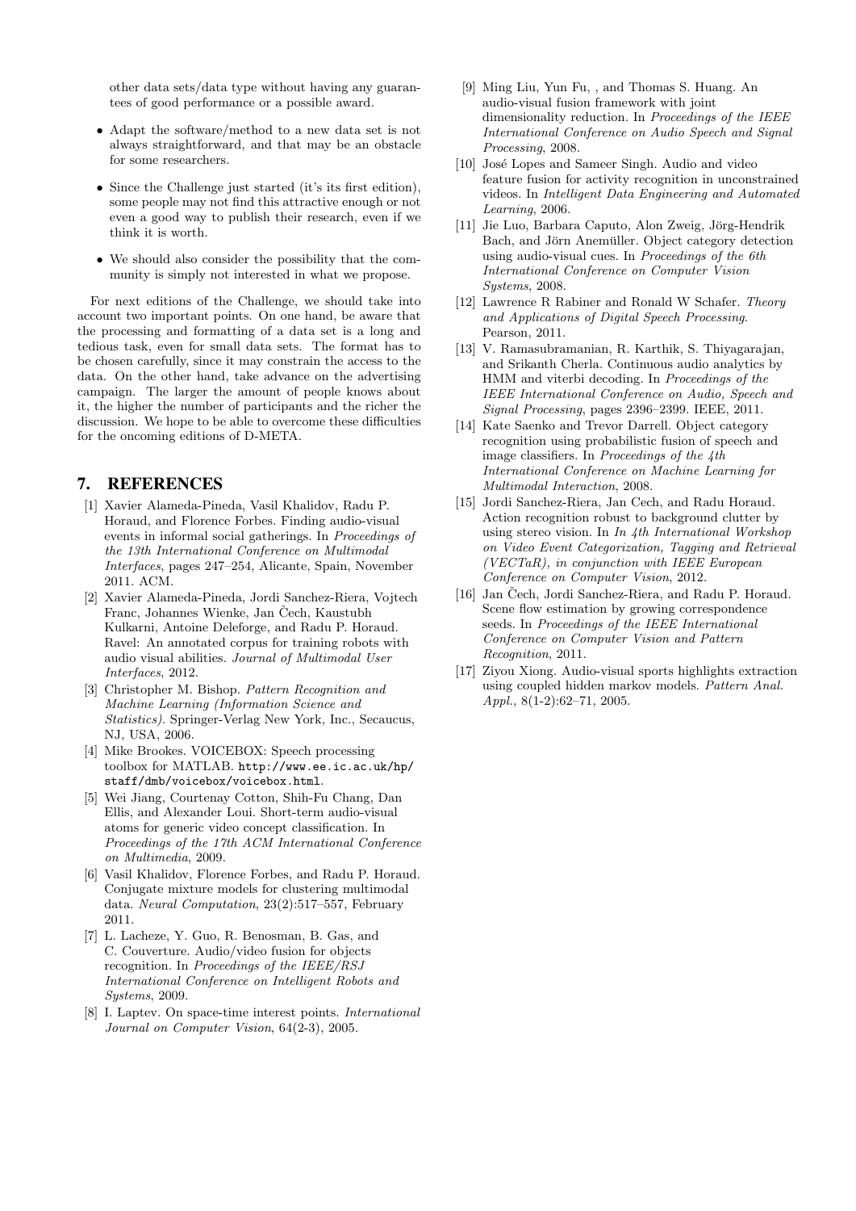other data sets/data type without having any guarantees of good performance or a possible award.

- Adapt the software/method to a new data set is not always straightforward, and that may be an obstacle for some researchers.
- Since the Challenge just started (it's its first edition), some people may not find this attractive enough or not even a good way to publish their research, even if we think it is worth.
- We should also consider the possibility that the community is simply not interested in what we propose.

For next editions of the Challenge, we should take into account two important points. On one hand, be aware that the processing and formatting of a data set is a long and tedious task, even for small data sets. The format has to be chosen carefully, since it may constrain the access to the data. On the other hand, take advance on the advertising campaign. The larger the amount of people knows about it, the higher the number of participants and the richer the discussion. We hope to be able to overcome these difficulties for the oncoming editions of D-META.

## 7. REFERENCES

[1] Xavier Alameda-Pineda, Vasil Khalidov, Radu P. Horaud, and Florence Forbes. Finding audio-visual events in informal social gatherings. In *Proceedings of the 13th International Conference on Multimodal Interfaces*, pages 247–254, Alicante, Spain, November 2011. ACM.

[2] Xavier Alameda-Pineda, Jordi Sanchez-Riera, Vojtech Franc, Johannes Wienke, Jan Čech, Kaustubh Kulkarni, Antoine Deleforge, and Radu P. Horaud. Ravel: An annotated corpus for training robots with audio visual abilities. *Journal of Multimodal User Interfaces*, 2012.

[3] Christopher M. Bishop. *Pattern Recognition and Machine Learning (Information Science and Statistics)*. Springer-Verlag New York, Inc., Secaucus, NJ, USA, 2006.

[4] Mike Brookes. VOICEBOX: Speech processing toolbox for MATLAB. http://www.ee.ic.ac.uk/hp/staff/dmb/voicebox/voicebox.html.

[5] Wei Jiang, Courtenay Cotton, Shih-Fu Chang, Dan Ellis, and Alexander Loui. Short-term audio-visual atoms for generic video concept classification. In *Proceedings of the 17th ACM International Conference on Multimedia*, 2009.

[6] Vasil Khalidov, Florence Forbes, and Radu P. Horaud. Conjugate mixture models for clustering multimodal data. *Neural Computation*, 23(2):517–557, February 2011.

[7] L. Lacheze, Y. Guo, R. Benosman, B. Gas, and C. Couverture. Audio/video fusion for objects recognition. In *Proceedings of the IEEE/RSJ International Conference on Intelligent Robots and Systems*, 2009.

[8] I. Laptev. On space-time interest points. *International Journal on Computer Vision*, 64(2-3), 2005.

[9] Ming Liu, Yun Fu, , and Thomas S. Huang. An audio-visual fusion framework with joint dimensionality reduction. In *Proceedings of the IEEE International Conference on Audio Speech and Signal Processing*, 2008.

[10] José Lopes and Sameer Singh. Audio and video feature fusion for activity recognition in unconstrained videos. In *Intelligent Data Engineering and Automated Learning*, 2006.

[11] Jie Luo, Barbara Caputo, Alon Zweig, Jörg-Hendrik Bach, and Jörn Anemüller. Object category detection using audio-visual cues. In *Proceedings of the 6th International Conference on Computer Vision Systems*, 2008.

[12] Lawrence R Rabiner and Ronald W Schafer. *Theory and Applications of Digital Speech Processing*. Pearson, 2011.

[13] V. Ramasubramanian, R. Karthik, S. Thiyagarajan, and Srikanth Cherla. Continuous audio analytics by HMM and viterbi decoding. In *Proceedings of the IEEE International Conference on Audio, Speech and Signal Processing*, pages 2396–2399. IEEE, 2011.

[14] Kate Saenko and Trevor Darrell. Object category recognition using probabilistic fusion of speech and image classifiers. In *Proceedings of the 4th International Conference on Machine Learning for Multimodal Interaction*, 2008.

[15] Jordi Sanchez-Riera, Jan Cech, and Radu Horaud. Action recognition robust to background clutter by using stereo vision. In *In 4th International Workshop on Video Event Categorization, Tagging and Retrieval (VECTaR), in conjunction with IEEE European Conference on Computer Vision*, 2012.

[16] Jan Čech, Jordi Sanchez-Riera, and Radu P. Horaud. Scene flow estimation by growing correspondence seeds. In *Proceedings of the IEEE International Conference on Computer Vision and Pattern Recognition*, 2011.

[17] Ziyou Xiong. Audio-visual sports highlights extraction using coupled hidden markov models. *Pattern Anal. Appl.*, 8(1-2):62–71, 2005.